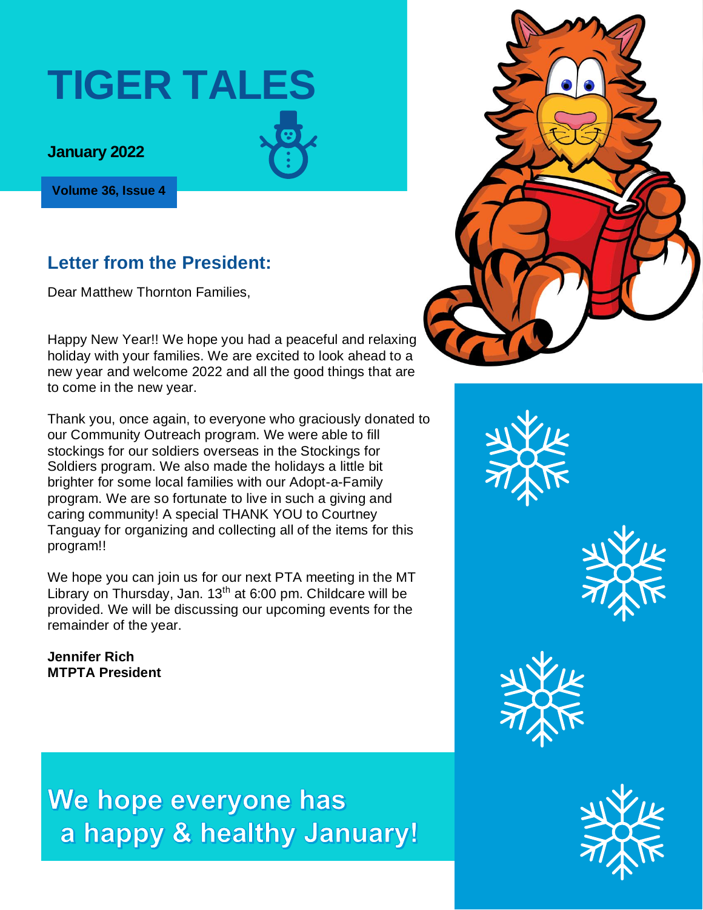# TIGER TALES

**January 2022**

**Volume 36, Issue 4**

## Letter from the President:

Dear Matthew Thornton Families,

Happy New Year!! We hope you had a peaceful and relaxing holiday with your families. We are excited to look ahead to a new year and welcome 2022 and all the good things that are to come in the new year.

Thank you, once again, to everyone who graciously donated to our Community Outreach program. We were able to fill stockings for our soldiers overseas in the Stockings for Soldiers program. We also made the holidays a little bit brighter for some local families with our Adopt-a-Family program. We are so fortunate to live in such a giving and caring community! A special THANK YOU to Courtney Tanguay for organizing and collecting all of the items for this program!!

We hope you can join us for our next PTA meeting in the MT Library on Thursday, Jan. 13th at 6:00 pm. Childcare will be provided. We will be discussing our upcoming events for the remainder of the year.

**Jennifer Rich**
**MTPTA President**

## We hope everyone has a happy & healthy January!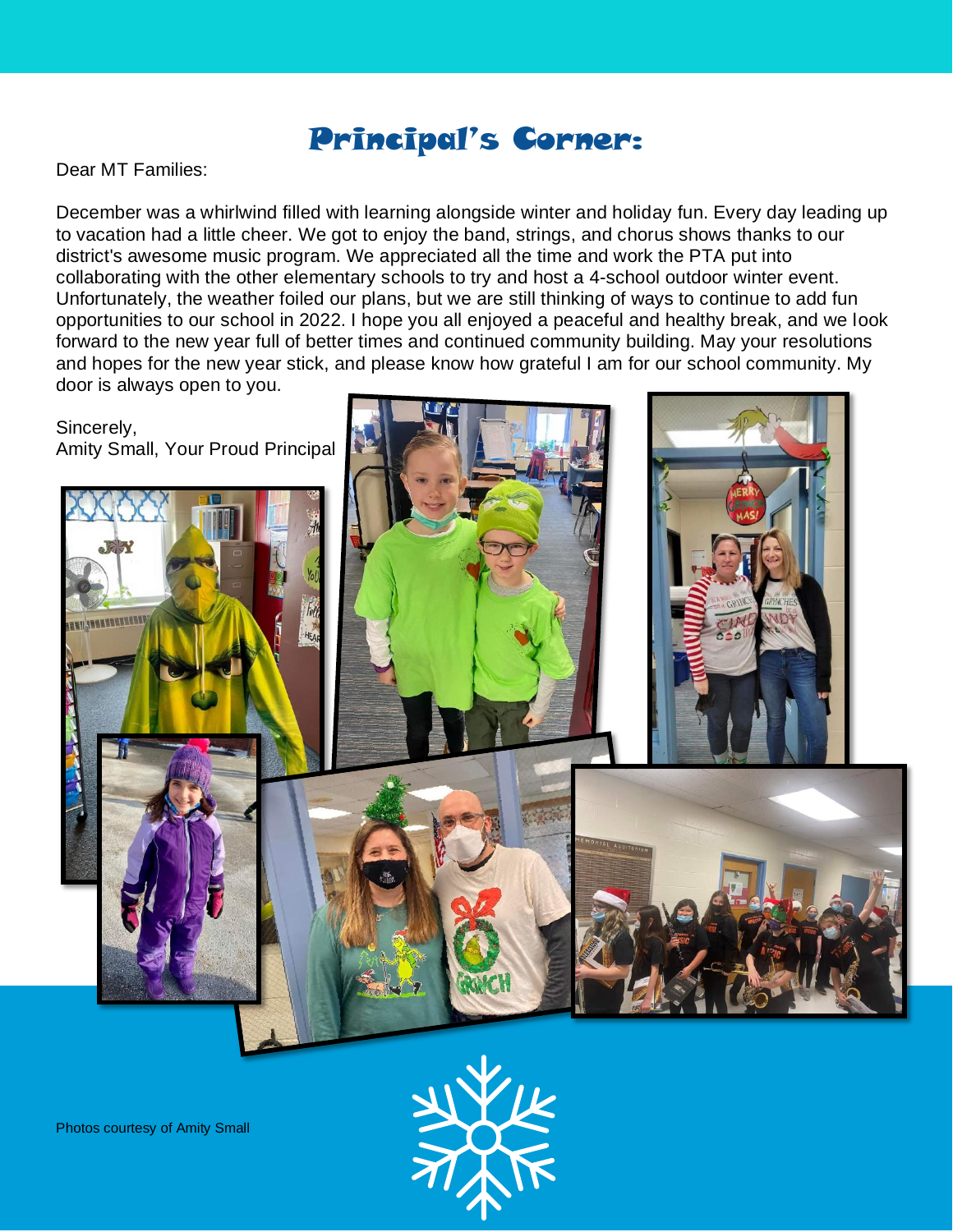# Principal's Corner:

Dear MT Families:

December was a whirlwind filled with learning alongside winter and holiday fun. Every day leading up to vacation had a little cheer. We got to enjoy the band, strings, and chorus shows thanks to our district's awesome music program. We appreciated all the time and work the PTA put into collaborating with the other elementary schools to try and host a 4-school outdoor winter event. Unfortunately, the weather foiled our plans, but we are still thinking of ways to continue to add fun opportunities to our school in 2022. I hope you all enjoyed a peaceful and healthy break, and we look forward to the new year full of better times and continued community building. May your resolutions and hopes for the new year stick, and please know how grateful I am for our school community. My door is always open to you.

Sincerely,
Amity Small, Your Proud Principal

Photos courtesy of Amity Small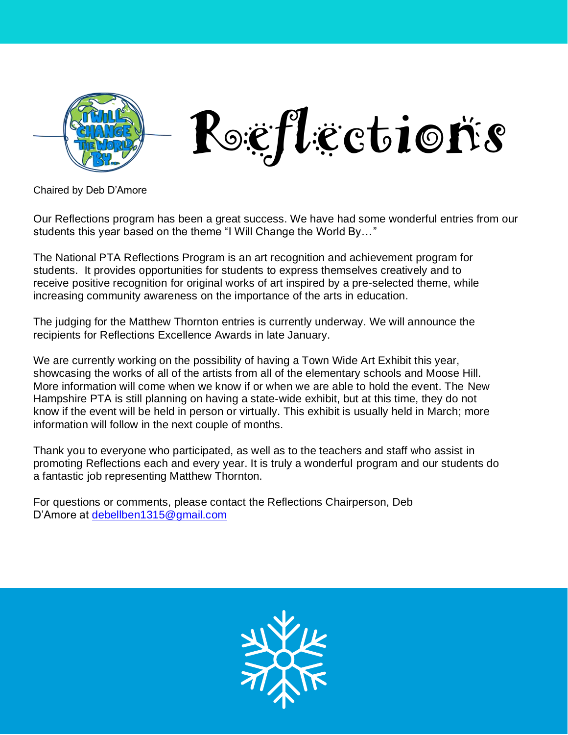# Reflections

Chaired by Deb D'Amore

Our Reflections program has been a great success. We have had some wonderful entries from our students this year based on the theme "I Will Change the World By…"

The National PTA Reflections Program is an art recognition and achievement program for students. It provides opportunities for students to express themselves creatively and to receive positive recognition for original works of art inspired by a pre-selected theme, while increasing community awareness on the importance of the arts in education.

The judging for the Matthew Thornton entries is currently underway. We will announce the recipients for Reflections Excellence Awards in late January.

We are currently working on the possibility of having a Town Wide Art Exhibit this year, showcasing the works of all of the artists from all of the elementary schools and Moose Hill. More information will come when we know if or when we are able to hold the event. The New Hampshire PTA is still planning on having a state-wide exhibit, but at this time, they do not know if the event will be held in person or virtually. This exhibit is usually held in March; more information will follow in the next couple of months.

Thank you to everyone who participated, as well as to the teachers and staff who assist in promoting Reflections each and every year. It is truly a wonderful program and our students do a fantastic job representing Matthew Thornton.

For questions or comments, please contact the Reflections Chairperson, Deb D'Amore at debellben1315@gmail.com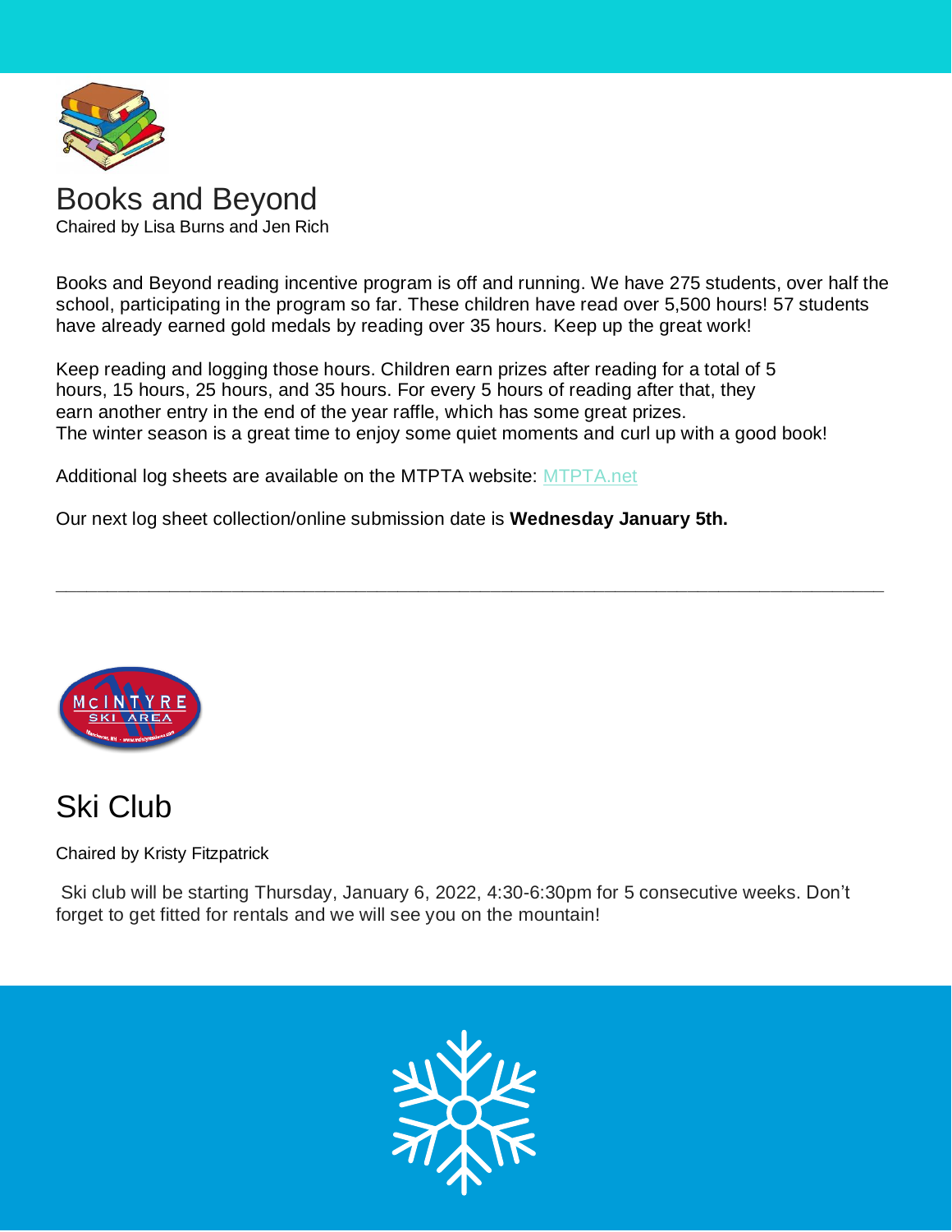## Books and Beyond

Chaired by Lisa Burns and Jen Rich

Books and Beyond reading incentive program is off and running. We have 275 students, over half the school, participating in the program so far. These children have read over 5,500 hours! 57 students have already earned gold medals by reading over 35 hours. Keep up the great work!

Keep reading and logging those hours. Children earn prizes after reading for a total of 5 hours, 15 hours, 25 hours, and 35 hours. For every 5 hours of reading after that, they earn another entry in the end of the year raffle, which has some great prizes.
The winter season is a great time to enjoy some quiet moments and curl up with a good book!

Additional log sheets are available on the MTPTA website: MTPTA.net

Our next log sheet collection/online submission date is **Wednesday January 5th.**

---

## Ski Club

Chaired by Kristy Fitzpatrick

Ski club will be starting Thursday, January 6, 2022, 4:30-6:30pm for 5 consecutive weeks. Don't forget to get fitted for rentals and we will see you on the mountain!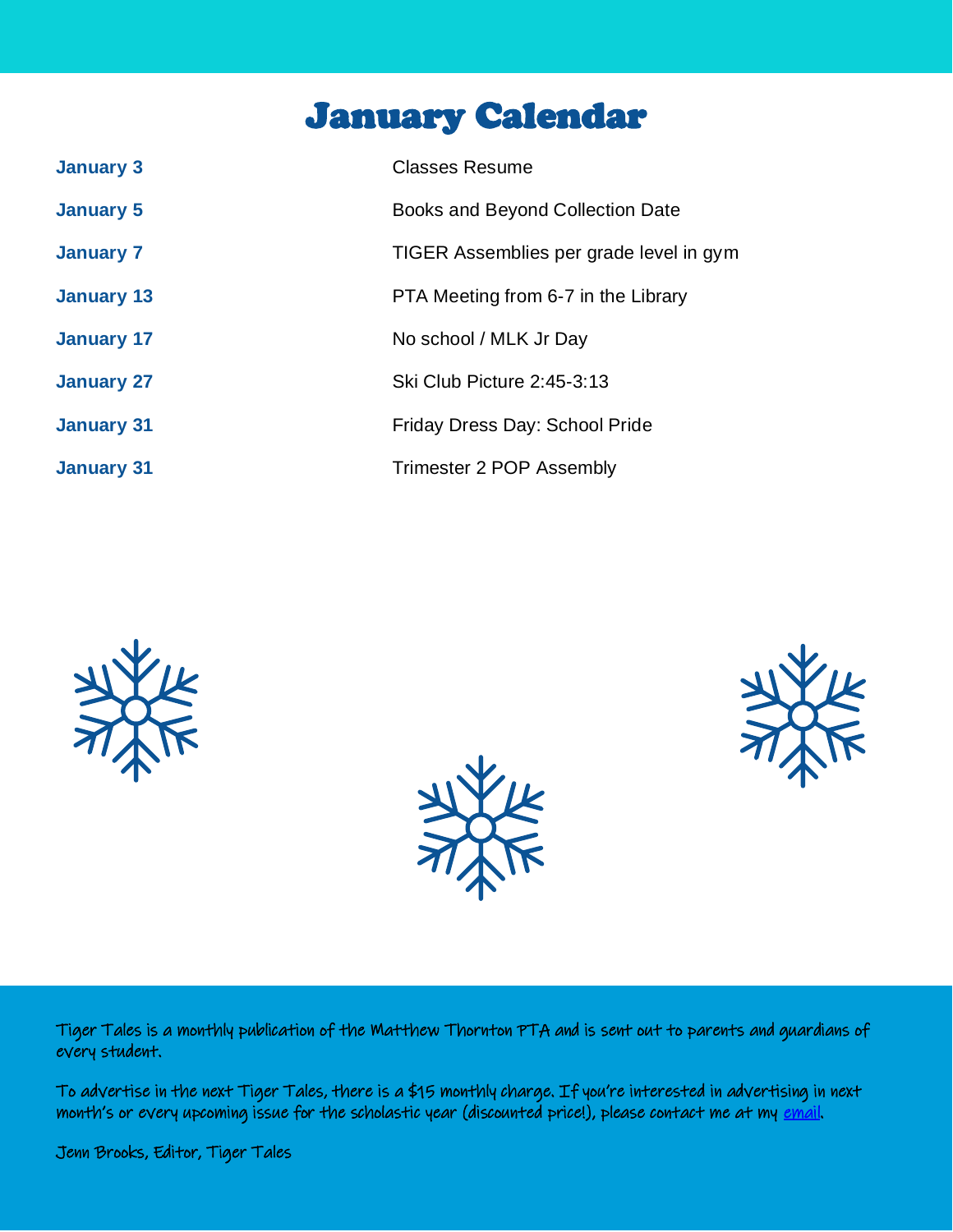# January Calendar

| | |
|---|---|
| **January 3** | Classes Resume |
| **January 5** | Books and Beyond Collection Date |
| **January 7** | TIGER Assemblies per grade level in gym |
| **January 13** | PTA Meeting from 6-7 in the Library |
| **January 17** | No school / MLK Jr Day |
| **January 27** | Ski Club Picture 2:45-3:13 |
| **January 31** | Friday Dress Day: School Pride |
| **January 31** | Trimester 2 POP Assembly |

Tiger Tales is a monthly publication of the Matthew Thornton PTA and is sent out to parents and guardians of every student.

To advertise in the next Tiger Tales, there is a $15 monthly charge. If you're interested in advertising in next month's or every upcoming issue for the scholastic year (discounted price!), please contact me at my email.

Jenn Brooks, Editor, Tiger Tales